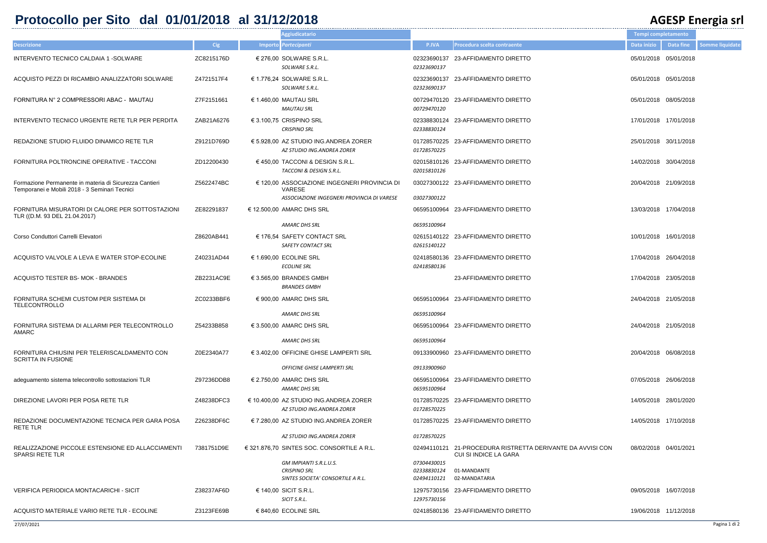# Protocollo per Sito dal 01/01/2018 al 31/12/2018

## AGESP Energia srl

| Descrizione | Cig | Importo | Aggiudicatario / *Partecipanti* | P.IVA | Procedura scelta contraente | Tempi completamento Data inizio | Data fine | Somme liquidate |
|---|---|---|---|---|---|---|---|---|
| INTERVENTO TECNICO CALDAIA 1 -SOLWARE | ZC8215176D | € 276,00 | SOLWARE S.R.L. | 02323690137 | 23-AFFIDAMENTO DIRETTO | 05/01/2018 | 05/01/2018 | |
| | | | *SOLWARE S.R.L.* | *02323690137* | | | | |
| ACQUISTO PEZZI DI RICAMBIO ANALIZZATORI SOLWARE | Z4721517F4 | € 1.776,24 | SOLWARE S.R.L. | 02323690137 | 23-AFFIDAMENTO DIRETTO | 05/01/2018 | 05/01/2018 | |
| | | | *SOLWARE S.R.L.* | *02323690137* | | | | |
| FORNITURA N° 2 COMPRESSORI ABAC - MAUTAU | Z7F2151661 | € 1.460,00 | MAUTAU SRL | 00729470120 | 23-AFFIDAMENTO DIRETTO | 05/01/2018 | 08/05/2018 | |
| | | | *MAUTAU SRL* | *00729470120* | | | | |
| INTERVENTO TECNICO URGENTE RETE TLR PER PERDITA | ZAB21A6276 | € 3.100,75 | CRISPINO SRL | 02338830124 | 23-AFFIDAMENTO DIRETTO | 17/01/2018 | 17/01/2018 | |
| | | | *CRISPINO SRL* | *02338830124* | | | | |
| REDAZIONE STUDIO FLUIDO DINAMICO RETE TLR | Z9121D769D | € 5.928,00 | AZ STUDIO ING.ANDREA ZORER | 01728570225 | 23-AFFIDAMENTO DIRETTO | 25/01/2018 | 30/11/2018 | |
| | | | *AZ STUDIO ING.ANDREA ZORER* | *01728570225* | | | | |
| FORNITURA POLTRONCINE OPERATIVE - TACCONI | ZD12200430 | € 450,00 | TACCONI & DESIGN S.R.L. | 02015810126 | 23-AFFIDAMENTO DIRETTO | 14/02/2018 | 30/04/2018 | |
| | | | *TACCONI & DESIGN S.R.L.* | *02015810126* | | | | |
| Formazione Permanente in materia di Sicurezza Cantieri Temporanei e Mobili 2018 - 3 Seminari Tecnici | Z5622474BC | € 120,00 | ASSOCIAZIONE INGEGNERI PROVINCIA DI VARESE | 03027300122 | 23-AFFIDAMENTO DIRETTO | 20/04/2018 | 21/09/2018 | |
| | | | *ASSOCIAZIONE INGEGNERI PROVINCIA DI VARESE* | *03027300122* | | | | |
| FORNITURA MISURATORI DI CALORE PER SOTTOSTAZIONI TLR ((D.M. 93 DEL 21.04.2017) | ZE82291837 | € 12.500,00 | AMARC DHS SRL | 06595100964 | 23-AFFIDAMENTO DIRETTO | 13/03/2018 | 17/04/2018 | |
| | | | *AMARC DHS SRL* | *06595100964* | | | | |
| Corso Conduttori Carrelli Elevatori | Z8620AB441 | € 176,54 | SAFETY CONTACT SRL | 02615140122 | 23-AFFIDAMENTO DIRETTO | 10/01/2018 | 16/01/2018 | |
| | | | *SAFETY CONTACT SRL* | *02615140122* | | | | |
| ACQUISTO VALVOLE A LEVA E WATER STOP-ECOLINE | Z40231AD44 | € 1.690,00 | ECOLINE SRL | 02418580136 | 23-AFFIDAMENTO DIRETTO | 17/04/2018 | 26/04/2018 | |
| | | | *ECOLINE SRL* | *02418580136* | | | | |
| ACQUISTO TESTER BS- MOK - BRANDES | ZB2231AC9E | € 3.565,00 | BRANDES GMBH | | 23-AFFIDAMENTO DIRETTO | 17/04/2018 | 23/05/2018 | |
| | | | *BRANDES GMBH* | | | | | |
| FORNITURA SCHEMI CUSTOM PER SISTEMA DI TELECONTROLLO | ZC0233BBF6 | € 900,00 | AMARC DHS SRL | 06595100964 | 23-AFFIDAMENTO DIRETTO | 24/04/2018 | 21/05/2018 | |
| | | | *AMARC DHS SRL* | *06595100964* | | | | |
| FORNITURA SISTEMA DI ALLARMI PER TELECONTROLLO AMARC | Z54233B858 | € 3.500,00 | AMARC DHS SRL | 06595100964 | 23-AFFIDAMENTO DIRETTO | 24/04/2018 | 21/05/2018 | |
| | | | *AMARC DHS SRL* | *06595100964* | | | | |
| FORNITURA CHIUSINI PER TELERISCALDAMENTO CON SCRITTA IN FUSIONE | Z0E2340A77 | € 3.402,00 | OFFICINE GHISE LAMPERTI SRL | 09133900960 | 23-AFFIDAMENTO DIRETTO | 20/04/2018 | 06/08/2018 | |
| | | | *OFFICINE GHISE LAMPERTI SRL* | *09133900960* | | | | |
| adeguamento sistema telecontrollo sottostazioni TLR | Z97236DDB8 | € 2.750,00 | AMARC DHS SRL | 06595100964 | 23-AFFIDAMENTO DIRETTO | 07/05/2018 | 26/06/2018 | |
| | | | *AMARC DHS SRL* | *06595100964* | | | | |
| DIREZIONE LAVORI PER POSA RETE TLR | Z48238DFC3 | € 10.400,00 | AZ STUDIO ING.ANDREA ZORER | 01728570225 | 23-AFFIDAMENTO DIRETTO | 14/05/2018 | 28/01/2020 | |
| | | | *AZ STUDIO ING.ANDREA ZORER* | *01728570225* | | | | |
| REDAZIONE DOCUMENTAZIONE TECNICA PER GARA POSA RETE TLR | Z26238DF6C | € 7.280,00 | AZ STUDIO ING.ANDREA ZORER | 01728570225 | 23-AFFIDAMENTO DIRETTO | 14/05/2018 | 17/10/2018 | |
| | | | *AZ STUDIO ING.ANDREA ZORER* | *01728570225* | | | | |
| REALIZZAZIONE PICCOLE ESTENSIONE ED ALLACCIAMENTI SPARSI RETE TLR | 7381751D9E | € 321.876,70 | SINTES SOC. CONSORTILE A R.L. | 02494110121 | 21-PROCEDURA RISTRETTA DERIVANTE DA AVVISI CON CUI SI INDICE LA GARA | 08/02/2018 | 04/01/2021 | |
| | | | *GM IMPIANTI S.R.L.U.S.* | *07304430015* | | | | |
| | | | *CRISPINO SRL* | *02338830124* | 01-MANDANTE | | | |
| | | | *SINTES SOCIETA' CONSORTILE A R.L.* | *02494110121* | 02-MANDATARIA | | | |
| VERIFICA PERIODICA MONTACARICHI - SICIT | Z38237AF6D | € 140,00 | SICIT S.R.L. | 12975730156 | 23-AFFIDAMENTO DIRETTO | 09/05/2018 | 16/07/2018 | |
| | | | *SICIT S.R.L.* | *12975730156* | | | | |
| ACQUISTO MATERIALE VARIO RETE TLR - ECOLINE | Z3123FE69B | € 840,60 | ECOLINE SRL | 02418580136 | 23-AFFIDAMENTO DIRETTO | 19/06/2018 | 11/12/2018 | |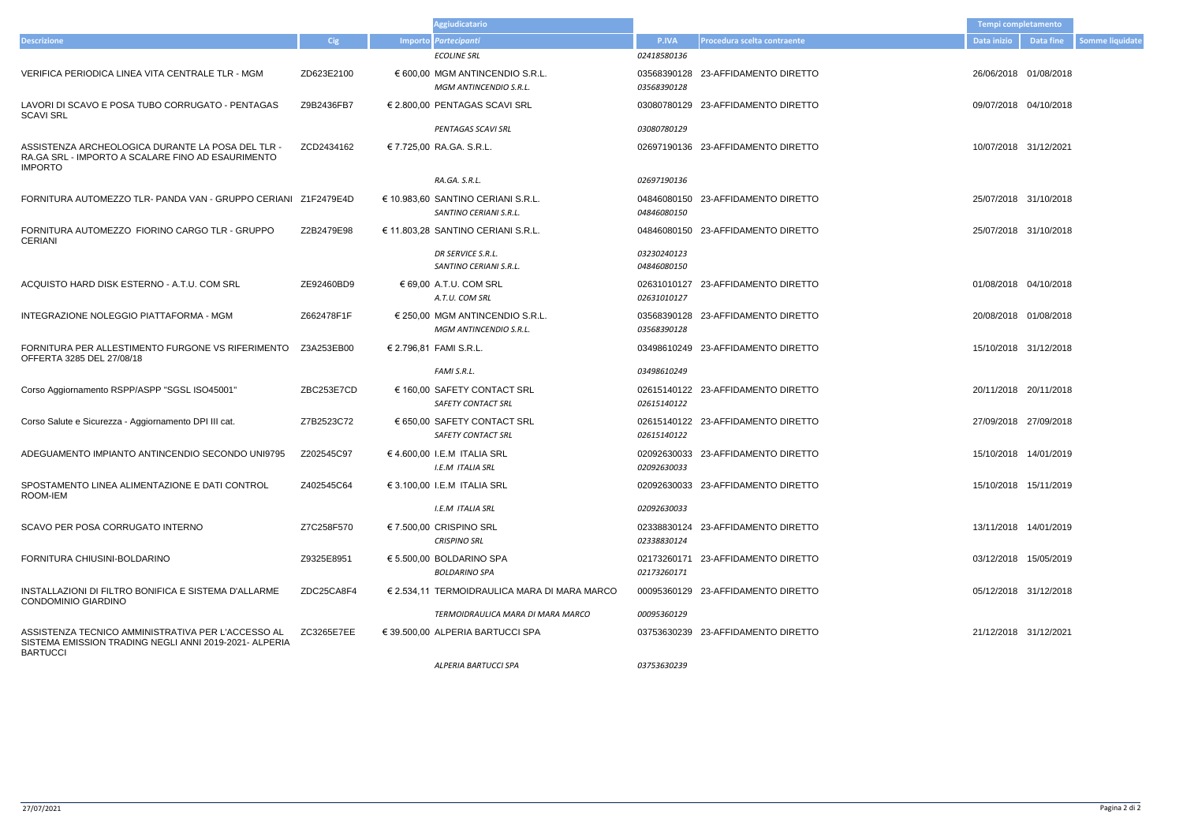| | | | Aggiudicatario | | | Tempi completamento | | |
|---|---|---|---|---|---|---|---|---|
| Descrizione | Cig | Importo | Partecipanti | P.IVA | Procedura scelta contraente | Data inizio | Data fine | Somme liquidate |
| | | | *ECOLINE SRL* | *02418580136* | | | | |
| VERIFICA PERIODICA LINEA VITA CENTRALE TLR - MGM | ZD623E2100 | € 600,00 | MGM ANTINCENDIO S.R.L. | 03568390128 | 23-AFFIDAMENTO DIRETTO | 26/06/2018 | 01/08/2018 | |
| | | | *MGM ANTINCENDIO S.R.L.* | *03568390128* | | | | |
| LAVORI DI SCAVO E POSA TUBO CORRUGATO - PENTAGAS SCAVI SRL | Z9B2436FB7 | € 2.800,00 | PENTAGAS SCAVI SRL | 03080780129 | 23-AFFIDAMENTO DIRETTO | 09/07/2018 | 04/10/2018 | |
| | | | *PENTAGAS SCAVI SRL* | *03080780129* | | | | |
| ASSISTENZA ARCHEOLOGICA DURANTE LA POSA DEL TLR - RA.GA SRL - IMPORTO A SCALARE FINO AD ESAURIMENTO IMPORTO | ZCD2434162 | € 7.725,00 | RA.GA. S.R.L. | 02697190136 | 23-AFFIDAMENTO DIRETTO | 10/07/2018 | 31/12/2021 | |
| | | | *RA.GA. S.R.L.* | *02697190136* | | | | |
| FORNITURA AUTOMEZZO TLR- PANDA VAN - GRUPPO CERIANI | Z1F2479E4D | € 10.983,60 | SANTINO CERIANI S.R.L. | 04846080150 | 23-AFFIDAMENTO DIRETTO | 25/07/2018 | 31/10/2018 | |
| | | | *SANTINO CERIANI S.R.L.* | *04846080150* | | | | |
| FORNITURA AUTOMEZZO FIORINO CARGO TLR - GRUPPO CERIANI | Z2B2479E98 | € 11.803,28 | SANTINO CERIANI S.R.L. | 04846080150 | 23-AFFIDAMENTO DIRETTO | 25/07/2018 | 31/10/2018 | |
| | | | *DR SERVICE S.R.L.* | *03230240123* | | | | |
| | | | *SANTINO CERIANI S.R.L.* | *04846080150* | | | | |
| ACQUISTO HARD DISK ESTERNO - A.T.U. COM SRL | ZE92460BD9 | € 69,00 | A.T.U. COM SRL | 02631010127 | 23-AFFIDAMENTO DIRETTO | 01/08/2018 | 04/10/2018 | |
| | | | *A.T.U. COM SRL* | *02631010127* | | | | |
| INTEGRAZIONE NOLEGGIO PIATTAFORMA - MGM | Z662478F1F | € 250,00 | MGM ANTINCENDIO S.R.L. | 03568390128 | 23-AFFIDAMENTO DIRETTO | 20/08/2018 | 01/08/2018 | |
| | | | *MGM ANTINCENDIO S.R.L.* | *03568390128* | | | | |
| FORNITURA PER ALLESTIMENTO FURGONE VS RIFERIMENTO OFFERTA 3285 DEL 27/08/18 | Z3A253EB00 | € 2.796,81 | FAMI S.R.L. | 03498610249 | 23-AFFIDAMENTO DIRETTO | 15/10/2018 | 31/12/2018 | |
| | | | *FAMI S.R.L.* | *03498610249* | | | | |
| Corso Aggiornamento RSPP/ASPP "SGSL ISO45001" | ZBC253E7CD | € 160,00 | SAFETY CONTACT SRL | 02615140122 | 23-AFFIDAMENTO DIRETTO | 20/11/2018 | 20/11/2018 | |
| | | | *SAFETY CONTACT SRL* | *02615140122* | | | | |
| Corso Salute e Sicurezza - Aggiornamento DPI III cat. | Z7B2523C72 | € 650,00 | SAFETY CONTACT SRL | 02615140122 | 23-AFFIDAMENTO DIRETTO | 27/09/2018 | 27/09/2018 | |
| | | | *SAFETY CONTACT SRL* | *02615140122* | | | | |
| ADEGUAMENTO IMPIANTO ANTINCENDIO SECONDO UNI9795 | Z202545C97 | € 4.600,00 | I.E.M ITALIA SRL | 02092630033 | 23-AFFIDAMENTO DIRETTO | 15/10/2018 | 14/01/2019 | |
| | | | *I.E.M ITALIA SRL* | *02092630033* | | | | |
| SPOSTAMENTO LINEA ALIMENTAZIONE E DATI CONTROL ROOM-IEM | Z402545C64 | € 3.100,00 | I.E.M ITALIA SRL | 02092630033 | 23-AFFIDAMENTO DIRETTO | 15/10/2018 | 15/11/2019 | |
| | | | *I.E.M ITALIA SRL* | *02092630033* | | | | |
| SCAVO PER POSA CORRUGATO INTERNO | Z7C258F570 | € 7.500,00 | CRISPINO SRL | 02338830124 | 23-AFFIDAMENTO DIRETTO | 13/11/2018 | 14/01/2019 | |
| | | | *CRISPINO SRL* | *02338830124* | | | | |
| FORNITURA CHIUSINI-BOLDARINO | Z9325E8951 | € 5.500,00 | BOLDARINO SPA | 02173260171 | 23-AFFIDAMENTO DIRETTO | 03/12/2018 | 15/05/2019 | |
| | | | *BOLDARINO SPA* | *02173260171* | | | | |
| INSTALLAZIONI DI FILTRO BONIFICA E SISTEMA D'ALLARME CONDOMINIO GIARDINO | ZDC25CA8F4 | € 2.534,11 | TERMOIDRAULICA MARA DI MARA MARCO | 00095360129 | 23-AFFIDAMENTO DIRETTO | 05/12/2018 | 31/12/2018 | |
| | | | *TERMOIDRAULICA MARA DI MARA MARCO* | *00095360129* | | | | |
| ASSISTENZA TECNICO AMMINISTRATIVA PER L'ACCESSO AL SISTEMA EMISSION TRADING NEGLI ANNI 2019-2021- ALPERIA BARTUCCI | ZC3265E7EE | € 39.500,00 | ALPERIA BARTUCCI SPA | 03753630239 | 23-AFFIDAMENTO DIRETTO | 21/12/2018 | 31/12/2021 | |
| | | | *ALPERIA BARTUCCI SPA* | *03753630239* | | | | |

27/07/2021